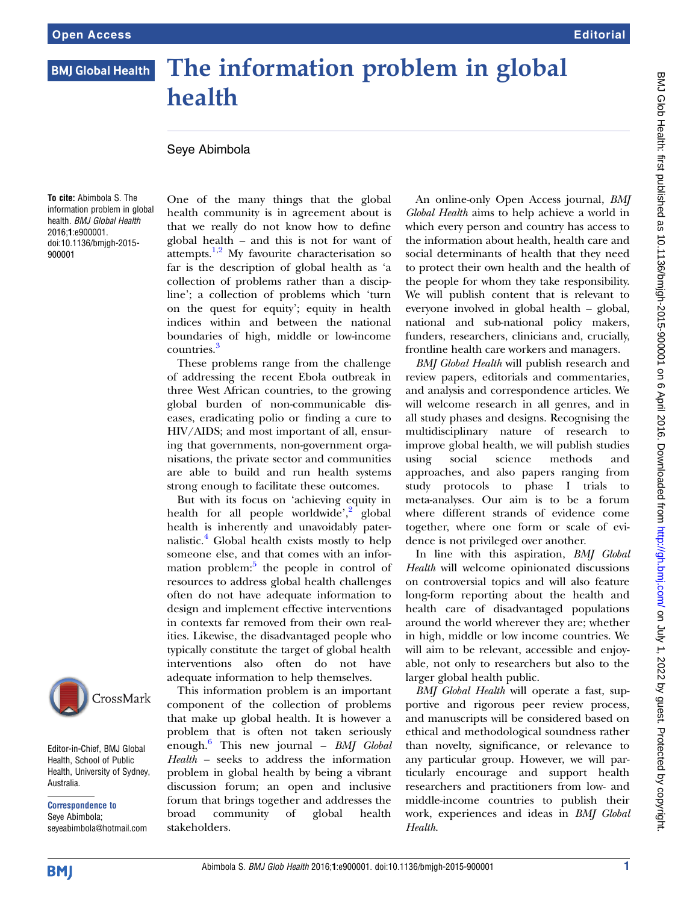# The information problem in global health

Seye Abimbola

**To cite:** Abimbola S. The information problem in global health. *BMJ Global Health* 2016;**1**:e900001. doi:10.1136/bmjgh-2015-900001

Editor-in-Chief, BMJ Global Health, School of Public Health, University of Sydney, Australia.

**Correspondence to** Seye Abimbola; seyeabimbola@hotmail.com

One of the many things that the global health community is in agreement about is that we really do not know how to define global health – and this is not for want of attempts.[1,2] My favourite characterisation so far is the description of global health as 'a collection of problems rather than a discipline'; a collection of problems which 'turn on the quest for equity'; equity in health indices within and between the national boundaries of high, middle or low-income countries.[3]

These problems range from the challenge of addressing the recent Ebola outbreak in three West African countries, to the growing global burden of non-communicable diseases, eradicating polio or finding a cure to HIV/AIDS; and most important of all, ensuring that governments, non-government organisations, the private sector and communities are able to build and run health systems strong enough to facilitate these outcomes.

But with its focus on 'achieving equity in health for all people worldwide',[2] global health is inherently and unavoidably paternalistic.[4] Global health exists mostly to help someone else, and that comes with an information problem:[5] the people in control of resources to address global health challenges often do not have adequate information to design and implement effective interventions in contexts far removed from their own realities. Likewise, the disadvantaged people who typically constitute the target of global health interventions also often do not have adequate information to help themselves.

This information problem is an important component of the collection of problems that make up global health. It is however a problem that is often not taken seriously enough.[6] This new journal – *BMJ Global Health* – seeks to address the information problem in global health by being a vibrant discussion forum; an open and inclusive forum that brings together and addresses the broad community of global health stakeholders.

An online-only Open Access journal, *BMJ Global Health* aims to help achieve a world in which every person and country has access to the information about health, health care and social determinants of health that they need to protect their own health and the health of the people for whom they take responsibility. We will publish content that is relevant to everyone involved in global health – global, national and sub-national policy makers, funders, researchers, clinicians and, crucially, frontline health care workers and managers.

*BMJ Global Health* will publish research and review papers, editorials and commentaries, and analysis and correspondence articles. We will welcome research in all genres, and in all study phases and designs. Recognising the multidisciplinary nature of research to improve global health, we will publish studies using social science methods and approaches, and also papers ranging from study protocols to phase I trials to meta-analyses. Our aim is to be a forum where different strands of evidence come together, where one form or scale of evidence is not privileged over another.

In line with this aspiration, *BMJ Global Health* will welcome opinionated discussions on controversial topics and will also feature long-form reporting about the health and health care of disadvantaged populations around the world wherever they are; whether in high, middle or low income countries. We will aim to be relevant, accessible and enjoyable, not only to researchers but also to the larger global health public.

*BMJ Global Health* will operate a fast, supportive and rigorous peer review process, and manuscripts will be considered based on ethical and methodological soundness rather than novelty, significance, or relevance to any particular group. However, we will particularly encourage and support health researchers and practitioners from low- and middle-income countries to publish their work, experiences and ideas in *BMJ Global Health*.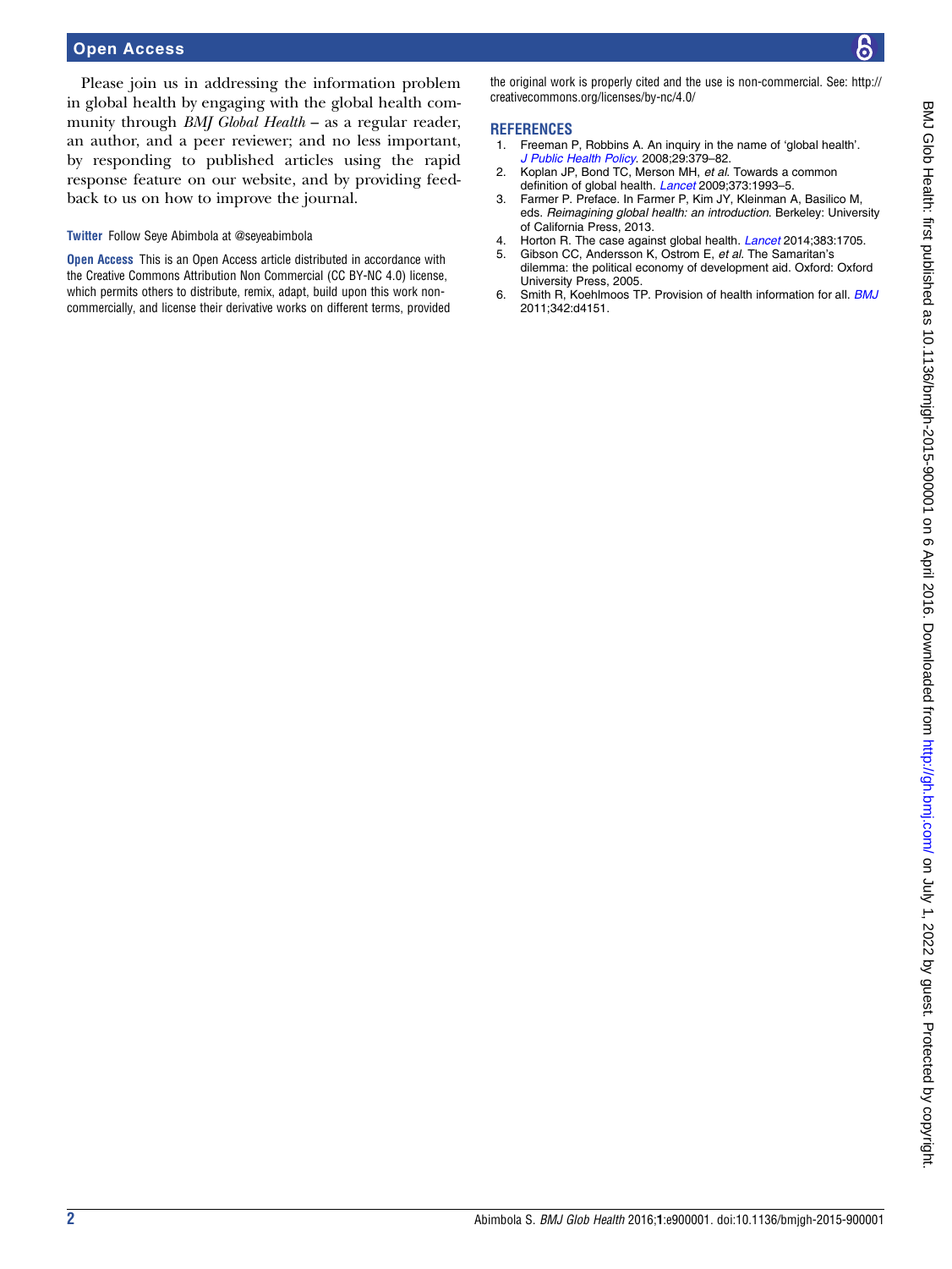Please join us in addressing the information problem in global health by engaging with the global health community through *BMJ Global Health* – as a regular reader, an author, and a peer reviewer; and no less important, by responding to published articles using the rapid response feature on our website, and by providing feedback to us on how to improve the journal.

**Twitter** Follow Seye Abimbola at @seyeabimbola

**Open Access** This is an Open Access article distributed in accordance with the Creative Commons Attribution Non Commercial (CC BY-NC 4.0) license, which permits others to distribute, remix, adapt, build upon this work non-commercially, and license their derivative works on different terms, provided the original work is properly cited and the use is non-commercial. See: http://creativecommons.org/licenses/by-nc/4.0/

## REFERENCES

1. Freeman P, Robbins A. An inquiry in the name of 'global health'. *J Public Health Policy*. 2008;29:379–82.
2. Koplan JP, Bond TC, Merson MH, *et al*. Towards a common definition of global health. *Lancet* 2009;373:1993–5.
3. Farmer P. Preface. In Farmer P, Kim JY, Kleinman A, Basilico M, eds. *Reimagining global health: an introduction*. Berkeley: University of California Press, 2013.
4. Horton R. The case against global health. *Lancet* 2014;383:1705.
5. Gibson CC, Andersson K, Ostrom E, *et al*. The Samaritan's dilemma: the political economy of development aid. Oxford: Oxford University Press, 2005.
6. Smith R, Koehlmoos TP. Provision of health information for all. *BMJ* 2011;342:d4151.